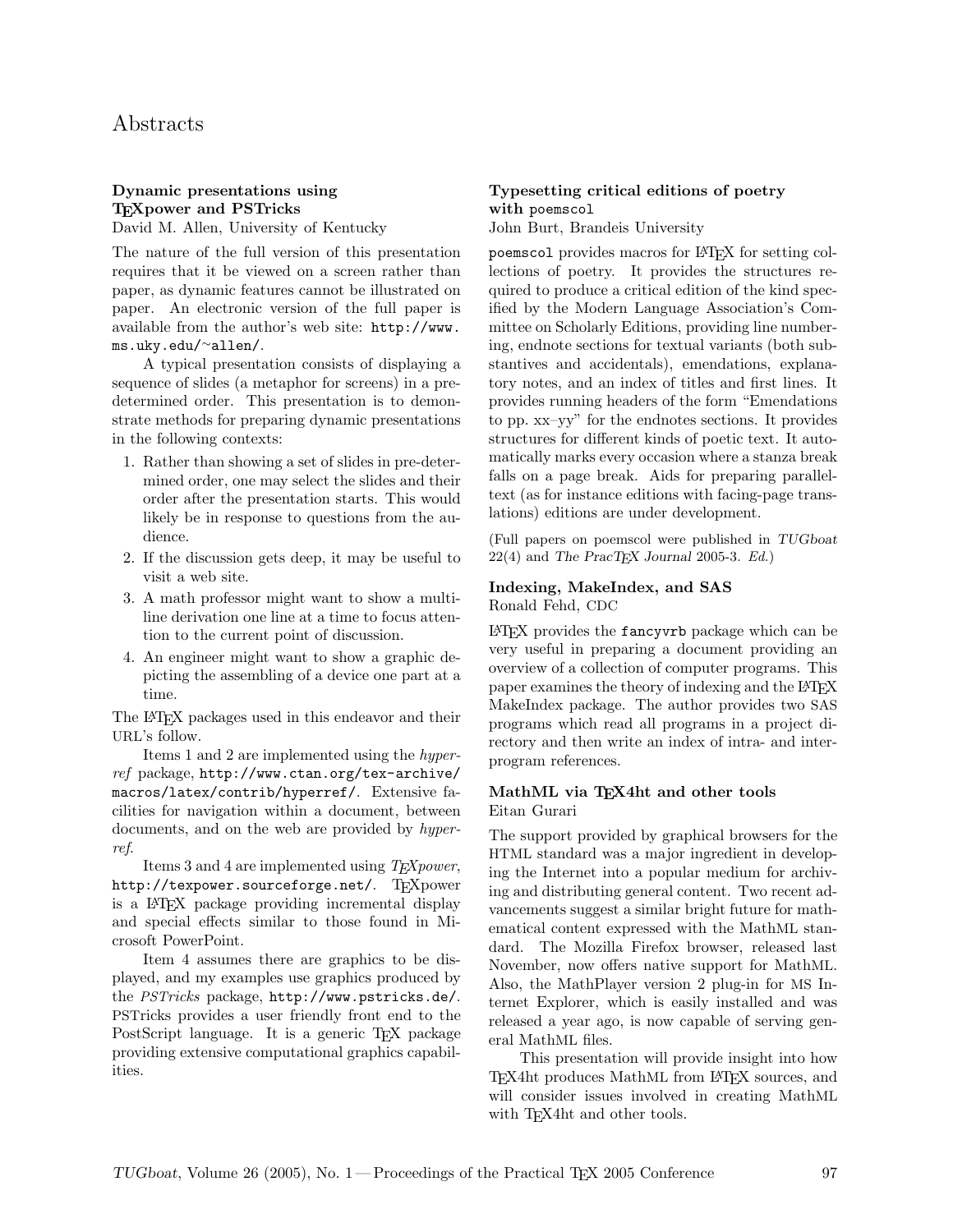# Abstracts

### Dynamic presentations using TEXpower and PSTricks

David M. Allen, University of Kentucky

The nature of the full version of this presentation requires that it be viewed on a screen rather than paper, as dynamic features cannot be illustrated on paper. An electronic version of the full paper is available from the author's web site: `http://www.ms.uky.edu/~allen/`.

A typical presentation consists of displaying a sequence of slides (a metaphor for screens) in a predetermined order. This presentation is to demonstrate methods for preparing dynamic presentations in the following contexts:

1. Rather than showing a set of slides in pre-determined order, one may select the slides and their order after the presentation starts. This would likely be in response to questions from the audience.
2. If the discussion gets deep, it may be useful to visit a web site.
3. A math professor might want to show a multi-line derivation one line at a time to focus attention to the current point of discussion.
4. An engineer might want to show a graphic depicting the assembling of a device one part at a time.

The LATEX packages used in this endeavor and their URL's follow.

Items 1 and 2 are implemented using the *hyperref* package, `http://www.ctan.org/tex-archive/macros/latex/contrib/hyperref/`. Extensive facilities for navigation within a document, between documents, and on the web are provided by *hyperref*.

Items 3 and 4 are implemented using *TEXpower*, `http://texpower.sourceforge.net/`. TEXpower is a LATEX package providing incremental display and special effects similar to those found in Microsoft PowerPoint.

Item 4 assumes there are graphics to be displayed, and my examples use graphics produced by the *PSTricks* package, `http://www.pstricks.de/`. PSTricks provides a user friendly front end to the PostScript language. It is a generic TEX package providing extensive computational graphics capabilities.

### Typesetting critical editions of poetry with `poemscol`

John Burt, Brandeis University

`poemscol` provides macros for LATEX for setting collections of poetry. It provides the structures required to produce a critical edition of the kind specified by the Modern Language Association's Committee on Scholarly Editions, providing line numbering, endnote sections for textual variants (both substantives and accidentals), emendations, explanatory notes, and an index of titles and first lines. It provides running headers of the form "Emendations to pp. xx–yy" for the endnotes sections. It provides structures for different kinds of poetic text. It automatically marks every occasion where a stanza break falls on a page break. Aids for preparing parallel-text (as for instance editions with facing-page translations) editions are under development.

(Full papers on poemscol were published in *TUGboat* 22(4) and *The PracTEX Journal* 2005-3. *Ed.*)

### Indexing, MakeIndex, and SAS

Ronald Fehd, CDC

LATEX provides the `fancyvrb` package which can be very useful in preparing a document providing an overview of a collection of computer programs. This paper examines the theory of indexing and the LATEX MakeIndex package. The author provides two SAS programs which read all programs in a project directory and then write an index of intra- and inter-program references.

### MathML via TEX4ht and other tools

Eitan Gurari

The support provided by graphical browsers for the HTML standard was a major ingredient in developing the Internet into a popular medium for archiving and distributing general content. Two recent advancements suggest a similar bright future for mathematical content expressed with the MathML standard. The Mozilla Firefox browser, released last November, now offers native support for MathML. Also, the MathPlayer version 2 plug-in for MS Internet Explorer, which is easily installed and was released a year ago, is now capable of serving general MathML files.

This presentation will provide insight into how TEX4ht produces MathML from LATEX sources, and will consider issues involved in creating MathML with TEX4ht and other tools.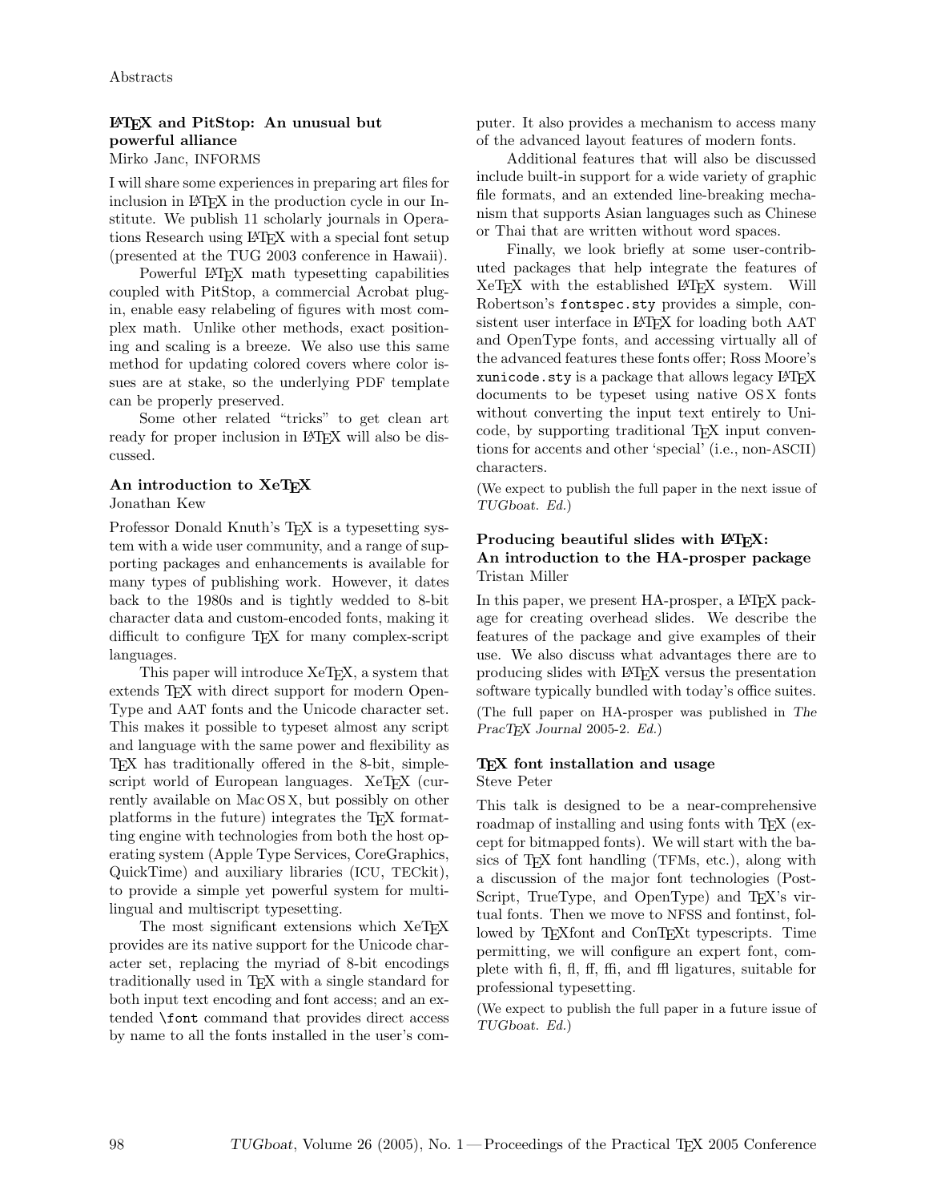### LaTeX and PitStop: An unusual but powerful alliance

Mirko Janc, INFORMS

I will share some experiences in preparing art files for inclusion in LaTeX in the production cycle in our Institute. We publish 11 scholarly journals in Operations Research using LaTeX with a special font setup (presented at the TUG 2003 conference in Hawaii).

Powerful LaTeX math typesetting capabilities coupled with PitStop, a commercial Acrobat plugin, enable easy relabeling of figures with most complex math. Unlike other methods, exact positioning and scaling is a breeze. We also use this same method for updating colored covers where color issues are at stake, so the underlying PDF template can be properly preserved.

Some other related "tricks" to get clean art ready for proper inclusion in LaTeX will also be discussed.

### An introduction to XeTeX

Jonathan Kew

Professor Donald Knuth's TeX is a typesetting system with a wide user community, and a range of supporting packages and enhancements is available for many types of publishing work. However, it dates back to the 1980s and is tightly wedded to 8-bit character data and custom-encoded fonts, making it difficult to configure TeX for many complex-script languages.

This paper will introduce XeTeX, a system that extends TeX with direct support for modern OpenType and AAT fonts and the Unicode character set. This makes it possible to typeset almost any script and language with the same power and flexibility as TeX has traditionally offered in the 8-bit, simple-script world of European languages. XeTeX (currently available on Mac OS X, but possibly on other platforms in the future) integrates the TeX formatting engine with technologies from both the host operating system (Apple Type Services, CoreGraphics, QuickTime) and auxiliary libraries (ICU, TECkit), to provide a simple yet powerful system for multilingual and multiscript typesetting.

The most significant extensions which XeTeX provides are its native support for the Unicode character set, replacing the myriad of 8-bit encodings traditionally used in TeX with a single standard for both input text encoding and font access; and an extended `\font` command that provides direct access by name to all the fonts installed in the user's computer. It also provides a mechanism to access many of the advanced layout features of modern fonts.

Additional features that will also be discussed include built-in support for a wide variety of graphic file formats, and an extended line-breaking mechanism that supports Asian languages such as Chinese or Thai that are written without word spaces.

Finally, we look briefly at some user-contributed packages that help integrate the features of XeTeX with the established LaTeX system. Will Robertson's `fontspec.sty` provides a simple, consistent user interface in LaTeX for loading both AAT and OpenType fonts, and accessing virtually all of the advanced features these fonts offer; Ross Moore's `xunicode.sty` is a package that allows legacy LaTeX documents to be typeset using native OS X fonts without converting the input text entirely to Unicode, by supporting traditional TeX input conventions for accents and other 'special' (i.e., non-ASCII) characters.

(We expect to publish the full paper in the next issue of *TUGboat*. *Ed.*)

### Producing beautiful slides with LaTeX: An introduction to the HA-prosper package

Tristan Miller

In this paper, we present HA-prosper, a LaTeX package for creating overhead slides. We describe the features of the package and give examples of their use. We also discuss what advantages there are to producing slides with LaTeX versus the presentation software typically bundled with today's office suites.

(The full paper on HA-prosper was published in *The PracTeX Journal* 2005-2. *Ed.*)

### TeX font installation and usage

Steve Peter

This talk is designed to be a near-comprehensive roadmap of installing and using fonts with TeX (except for bitmapped fonts). We will start with the basics of TeX font handling (TFMs, etc.), along with a discussion of the major font technologies (PostScript, TrueType, and OpenType) and TeX's virtual fonts. Then we move to NFSS and fontinst, followed by TeXfont and ConTeXt typescripts. Time permitting, we will configure an expert font, complete with fi, fl, ff, ffi, and ffl ligatures, suitable for professional typesetting.

(We expect to publish the full paper in a future issue of *TUGboat*. *Ed.*)